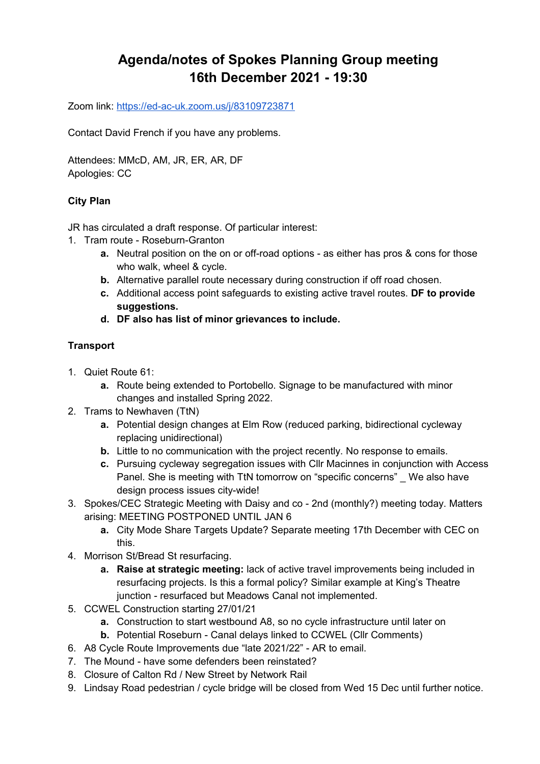# Agenda/notes of Spokes Planning Group meeting 16th December 2021 - 19:30

Zoom link: [https://ed-ac-uk.zoom.us/j/83109723871](https://ed-ac-uk.zoom.us/j/83109723871)

Contact David French if you have any problems.

Attendees: MMcD, AM, JR, ER, AR, DF
Apologies: CC

**City Plan**

JR has circulated a draft response. Of particular interest:

1. Tram route - Roseburn-Granton
    a. Neutral position on the on or off-road options - as either has pros & cons for those who walk, wheel & cycle.
    b. Alternative parallel route necessary during construction if off road chosen.
    c. Additional access point safeguards to existing active travel routes. **DF to provide suggestions.**
    d. **DF also has list of minor grievances to include.**

**Transport**

1. Quiet Route 61:
    a. Route being extended to Portobello. Signage to be manufactured with minor changes and installed Spring 2022.
2. Trams to Newhaven (TtN)
    a. Potential design changes at Elm Row (reduced parking, bidirectional cycleway replacing unidirectional)
    b. Little to no communication with the project recently. No response to emails.
    c. Pursuing cycleway segregation issues with Cllr Macinnes in conjunction with Access Panel. She is meeting with TtN tomorrow on "specific concerns" _ We also have design process issues city-wide!
3. Spokes/CEC Strategic Meeting with Daisy and co - 2nd (monthly?) meeting today. Matters arising: MEETING POSTPONED UNTIL JAN 6
    a. City Mode Share Targets Update? Separate meeting 17th December with CEC on this.
4. Morrison St/Bread St resurfacing.
    a. **Raise at strategic meeting:** lack of active travel improvements being included in resurfacing projects. Is this a formal policy? Similar example at King's Theatre junction - resurfaced but Meadows Canal not implemented.
5. CCWEL Construction starting 27/01/21
    a. Construction to start westbound A8, so no cycle infrastructure until later on
    b. Potential Roseburn - Canal delays linked to CCWEL (Cllr Comments)
6. A8 Cycle Route Improvements due "late 2021/22" - AR to email.
7. The Mound - have some defenders been reinstated?
8. Closure of Calton Rd / New Street by Network Rail
9. Lindsay Road pedestrian / cycle bridge will be closed from Wed 15 Dec until further notice.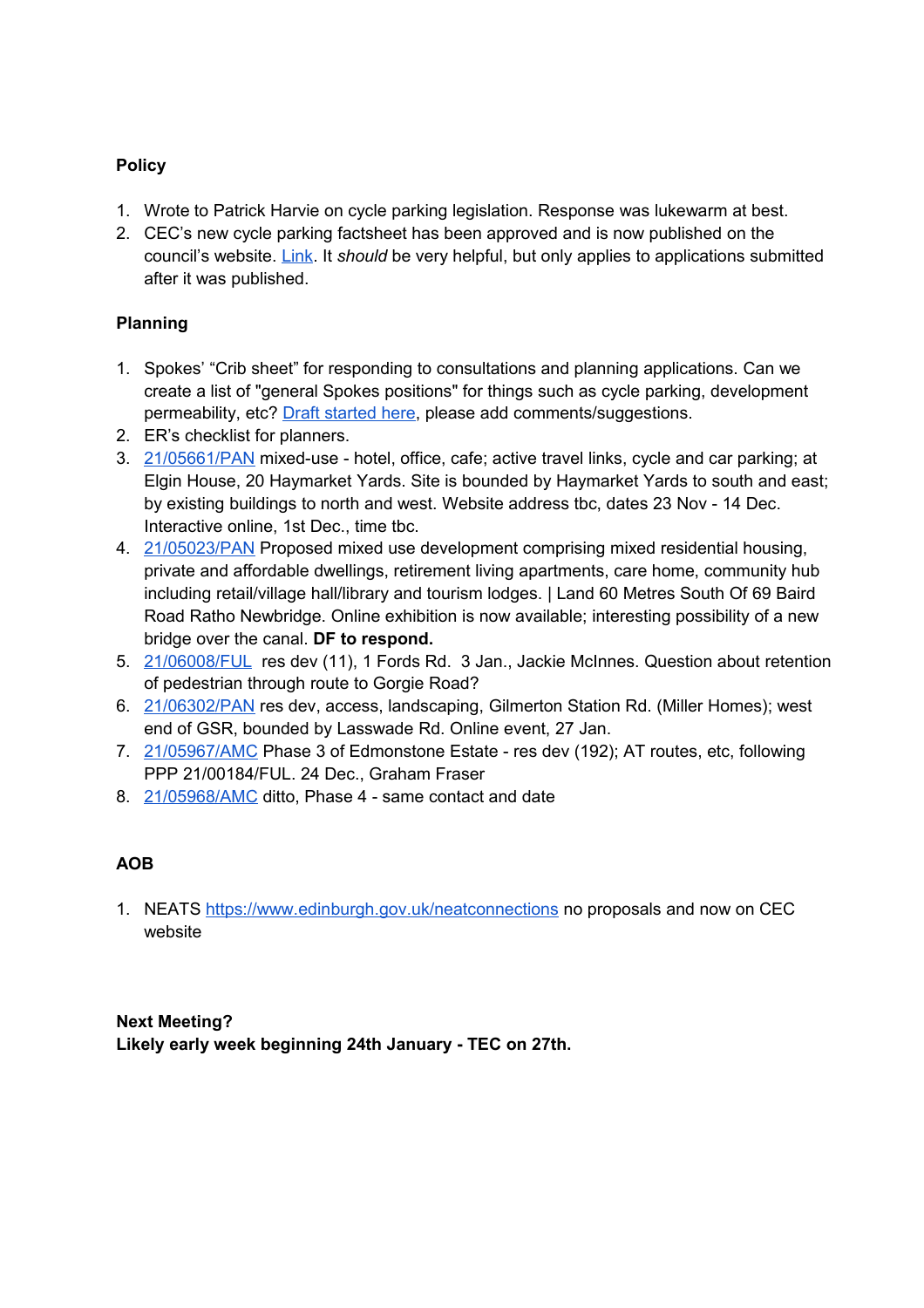**Policy**

1. Wrote to Patrick Harvie on cycle parking legislation. Response was lukewarm at best.
2. CEC's new cycle parking factsheet has been approved and is now published on the council's website. Link. It *should* be very helpful, but only applies to applications submitted after it was published.

**Planning**

1. Spokes' "Crib sheet" for responding to consultations and planning applications. Can we create a list of "general Spokes positions" for things such as cycle parking, development permeability, etc? Draft started here, please add comments/suggestions.
2. ER's checklist for planners.
3. 21/05661/PAN mixed-use - hotel, office, cafe; active travel links, cycle and car parking; at Elgin House, 20 Haymarket Yards. Site is bounded by Haymarket Yards to south and east; by existing buildings to north and west. Website address tbc, dates 23 Nov - 14 Dec. Interactive online, 1st Dec., time tbc.
4. 21/05023/PAN Proposed mixed use development comprising mixed residential housing, private and affordable dwellings, retirement living apartments, care home, community hub including retail/village hall/library and tourism lodges. | Land 60 Metres South Of 69 Baird Road Ratho Newbridge. Online exhibition is now available; interesting possibility of a new bridge over the canal. **DF to respond.**
5. 21/06008/FUL res dev (11), 1 Fords Rd. 3 Jan., Jackie McInnes. Question about retention of pedestrian through route to Gorgie Road?
6. 21/06302/PAN res dev, access, landscaping, Gilmerton Station Rd. (Miller Homes); west end of GSR, bounded by Lasswade Rd. Online event, 27 Jan.
7. 21/05967/AMC Phase 3 of Edmonstone Estate - res dev (192); AT routes, etc, following PPP 21/00184/FUL. 24 Dec., Graham Fraser
8. 21/05968/AMC ditto, Phase 4 - same contact and date

**AOB**

1. NEATS https://www.edinburgh.gov.uk/neatconnections no proposals and now on CEC website

**Next Meeting?**
**Likely early week beginning 24th January - TEC on 27th.**